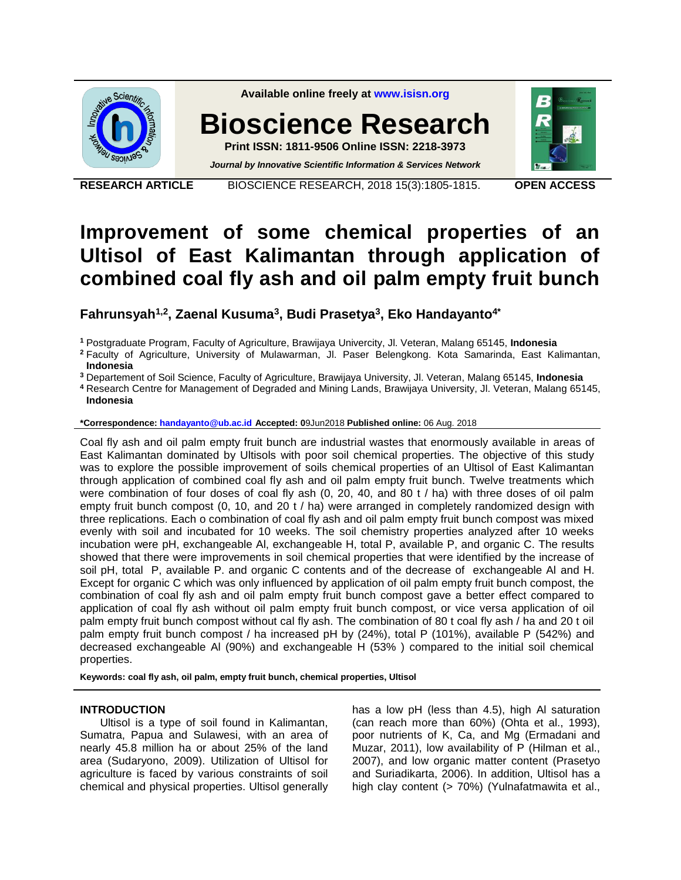RESEARCH ARTICLE

OPEN ACCESS

# Improvement of some chemical properties of an Ultisol of East Kalimantan through application of combined coal fly ash and oil palm empty fruit bunch

**Fahrunsyah[1,2], Zaenal Kusuma[3], Budi Prasetya[3], Eko Handayanto[4*]**

[1] Postgraduate Program, Faculty of Agriculture, Brawijaya Univercity, Jl. Veteran, Malang 65145, **Indonesia**

[2] Faculty of Agriculture, University of Mulawarman, Jl. Paser Belengkong. Kota Samarinda, East Kalimantan, **Indonesia**

[3] Departement of Soil Science, Faculty of Agriculture, Brawijaya University, Jl. Veteran, Malang 65145, **Indonesia**

[4] Research Centre for Management of Degraded and Mining Lands, Brawijaya University, Jl. Veteran, Malang 65145, **Indonesia**

**\*Correspondence:** handayanto@ub.ac.id **Accepted:** 09Jun2018 **Published online:** 06 Aug. 2018

Coal fly ash and oil palm empty fruit bunch are industrial wastes that enormously available in areas of East Kalimantan dominated by Ultisols with poor soil chemical properties. The objective of this study was to explore the possible improvement of soils chemical properties of an Ultisol of East Kalimantan through application of combined coal fly ash and oil palm empty fruit bunch. Twelve treatments which were combination of four doses of coal fly ash (0, 20, 40, and 80 t / ha) with three doses of oil palm empty fruit bunch compost (0, 10, and 20 t / ha) were arranged in completely randomized design with three replications. Each o combination of coal fly ash and oil palm empty fruit bunch compost was mixed evenly with soil and incubated for 10 weeks. The soil chemistry properties analyzed after 10 weeks incubation were pH, exchangeable Al, exchangeable H, total P, available P, and organic C. The results showed that there were improvements in soil chemical properties that were identified by the increase of soil pH, total P, available P. and organic C contents and of the decrease of exchangeable Al and H. Except for organic C which was only influenced by application of oil palm empty fruit bunch compost, the combination of coal fly ash and oil palm empty fruit bunch compost gave a better effect compared to application of coal fly ash without oil palm empty fruit bunch compost, or vice versa application of oil palm empty fruit bunch compost without cal fly ash. The combination of 80 t coal fly ash / ha and 20 t oil palm empty fruit bunch compost / ha increased pH by (24%), total P (101%), available P (542%) and decreased exchangeable Al (90%) and exchangeable H (53% ) compared to the initial soil chemical properties.

**Keywords: coal fly ash, oil palm, empty fruit bunch, chemical properties, Ultisol**

## INTRODUCTION

Ultisol is a type of soil found in Kalimantan, Sumatra, Papua and Sulawesi, with an area of nearly 45.8 million ha or about 25% of the land area (Sudaryono, 2009). Utilization of Ultisol for agriculture is faced by various constraints of soil chemical and physical properties. Ultisol generally has a low pH (less than 4.5), high Al saturation (can reach more than 60%) (Ohta et al., 1993), poor nutrients of K, Ca, and Mg (Ermadani and Muzar, 2011), low availability of P (Hilman et al., 2007), and low organic matter content (Prasetyo and Suriadikarta, 2006). In addition, Ultisol has a high clay content (> 70%) (Yulnafatmawita et al.,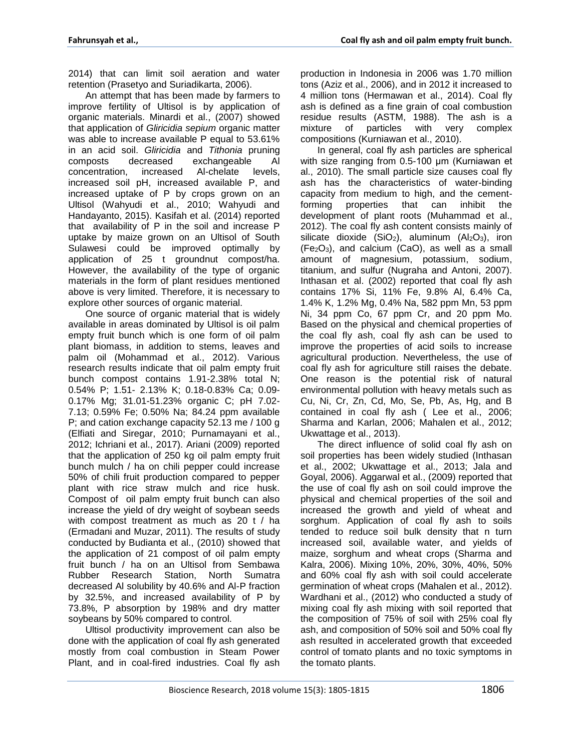2014) that can limit soil aeration and water retention (Prasetyo and Suriadikarta, 2006).

An attempt that has been made by farmers to improve fertility of Ultisol is by application of organic materials. Minardi et al., (2007) showed that application of *Gliricidia sepium* organic matter was able to increase available P equal to 53.61% in an acid soil. *Gliricidia* and *Tithonia* pruning composts decreased exchangeable Al concentration, increased Al-chelate levels, increased soil pH, increased available P, and increased uptake of P by crops grown on an Ultisol (Wahyudi et al., 2010; Wahyudi and Handayanto, 2015). Kasifah et al. (2014) reported that availability of P in the soil and increase P uptake by maize grown on an Ultisol of South Sulawesi could be improved optimally by application of 25 t groundnut compost/ha. However, the availability of the type of organic materials in the form of plant residues mentioned above is very limited. Therefore, it is necessary to explore other sources of organic material.

One source of organic material that is widely available in areas dominated by Ultisol is oil palm empty fruit bunch which is one form of oil palm plant biomass, in addition to stems, leaves and palm oil (Mohammad et al., 2012). Various research results indicate that oil palm empty fruit bunch compost contains 1.91-2.38% total N; 0.54% P; 1.51- 2.13% K; 0.18-0.83% Ca; 0.09-0.17% Mg; 31.01-51.23% organic C; pH 7.02-7.13; 0.59% Fe; 0.50% Na; 84.24 ppm available P; and cation exchange capacity 52.13 me / 100 g (Elfiati and Siregar, 2010; Purnamayani et al., 2012; Ichriani et al., 2017). Ariani (2009) reported that the application of 250 kg oil palm empty fruit bunch mulch / ha on chili pepper could increase 50% of chili fruit production compared to pepper plant with rice straw mulch and rice husk. Compost of oil palm empty fruit bunch can also increase the yield of dry weight of soybean seeds with compost treatment as much as 20 t / ha (Ermadani and Muzar, 2011). The results of study conducted by Budianta et al., (2010) showed that the application of 21 compost of oil palm empty fruit bunch / ha on an Ultisol from Sembawa Rubber Research Station, North Sumatra decreased Al solubility by 40.6% and Al-P fraction by 32.5%, and increased availability of P by 73.8%, P absorption by 198% and dry matter soybeans by 50% compared to control.

Ultisol productivity improvement can also be done with the application of coal fly ash generated mostly from coal combustion in Steam Power Plant, and in coal-fired industries. Coal fly ash production in Indonesia in 2006 was 1.70 million tons (Aziz et al., 2006), and in 2012 it increased to 4 million tons (Hermawan et al., 2014). Coal fly ash is defined as a fine grain of coal combustion residue results (ASTM, 1988). The ash is a mixture of particles with very complex compositions (Kurniawan et al., 2010).

In general, coal fly ash particles are spherical with size ranging from 0.5-100 μm (Kurniawan et al., 2010). The small particle size causes coal fly ash has the characteristics of water-binding capacity from medium to high, and the cement-forming properties that can inhibit the development of plant roots (Muhammad et al., 2012). The coal fly ash content consists mainly of silicate dioxide ($SiO_2$), aluminum ($Al_2O_3$), iron ($Fe_2O_3$), and calcium (CaO), as well as a small amount of magnesium, potassium, sodium, titanium, and sulfur (Nugraha and Antoni, 2007). Inthasan et al. (2002) reported that coal fly ash contains 17% Si, 11% Fe, 9.8% Al, 6.4% Ca, 1.4% K, 1.2% Mg, 0.4% Na, 582 ppm Mn, 53 ppm Ni, 34 ppm Co, 67 ppm Cr, and 20 ppm Mo. Based on the physical and chemical properties of the coal fly ash, coal fly ash can be used to improve the properties of acid soils to increase agricultural production. Nevertheless, the use of coal fly ash for agriculture still raises the debate. One reason is the potential risk of natural environmental pollution with heavy metals such as Cu, Ni, Cr, Zn, Cd, Mo, Se, Pb, As, Hg, and B contained in coal fly ash ( Lee et al., 2006; Sharma and Karlan, 2006; Mahalen et al., 2012; Ukwattage et al., 2013).

The direct influence of solid coal fly ash on soil properties has been widely studied (Inthasan et al., 2002; Ukwattage et al., 2013; Jala and Goyal, 2006). Aggarwal et al., (2009) reported that the use of coal fly ash on soil could improve the physical and chemical properties of the soil and increased the growth and yield of wheat and sorghum. Application of coal fly ash to soils tended to reduce soil bulk density that n turn increased soil, available water, and yields of maize, sorghum and wheat crops (Sharma and Kalra, 2006). Mixing 10%, 20%, 30%, 40%, 50% and 60% coal fly ash with soil could accelerate germination of wheat crops (Mahalen et al., 2012). Wardhani et al., (2012) who conducted a study of mixing coal fly ash mixing with soil reported that the composition of 75% of soil with 25% coal fly ash, and composition of 50% soil and 50% coal fly ash resulted in accelerated growth that exceeded control of tomato plants and no toxic symptoms in the tomato plants.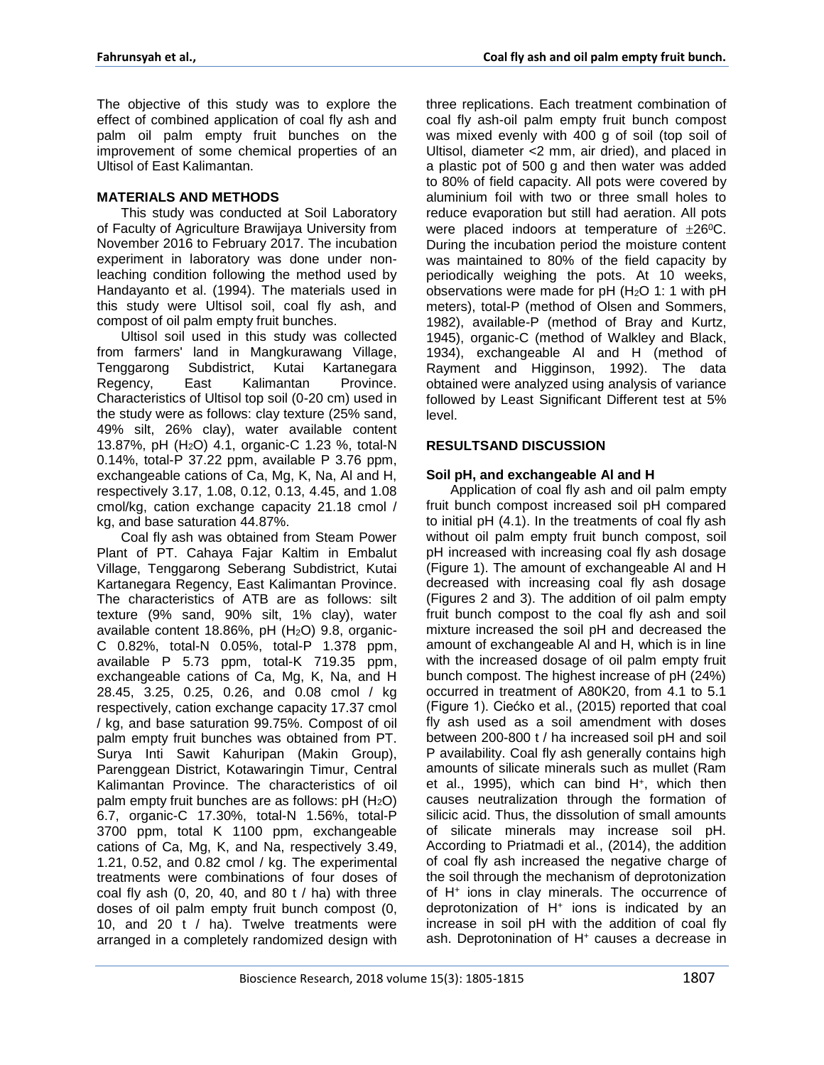The objective of this study was to explore the effect of combined application of coal fly ash and palm oil palm empty fruit bunches on the improvement of some chemical properties of an Ultisol of East Kalimantan.

## MATERIALS AND METHODS

This study was conducted at Soil Laboratory of Faculty of Agriculture Brawijaya University from November 2016 to February 2017. The incubation experiment in laboratory was done under non-leaching condition following the method used by Handayanto et al. (1994). The materials used in this study were Ultisol soil, coal fly ash, and compost of oil palm empty fruit bunches.

Ultisol soil used in this study was collected from farmers' land in Mangkurawang Village, Tenggarong Subdistrict, Kutai Kartanegara Regency, East Kalimantan Province. Characteristics of Ultisol top soil (0-20 cm) used in the study were as follows: clay texture (25% sand, 49% silt, 26% clay), water available content 13.87%, pH ($H_2O$) 4.1, organic-C 1.23 %, total-N 0.14%, total-P 37.22 ppm, available P 3.76 ppm, exchangeable cations of Ca, Mg, K, Na, Al and H, respectively 3.17, 1.08, 0.12, 0.13, 4.45, and 1.08 cmol/kg, cation exchange capacity 21.18 cmol / kg, and base saturation 44.87%.

Coal fly ash was obtained from Steam Power Plant of PT. Cahaya Fajar Kaltim in Embalut Village, Tenggarong Seberang Subdistrict, Kutai Kartanegara Regency, East Kalimantan Province. The characteristics of ATB are as follows: silt texture (9% sand, 90% silt, 1% clay), water available content 18.86%, pH ($H_2O$) 9.8, organic-C 0.82%, total-N 0.05%, total-P 1.378 ppm, available P 5.73 ppm, total-K 719.35 ppm, exchangeable cations of Ca, Mg, K, Na, and H 28.45, 3.25, 0.25, 0.26, and 0.08 cmol / kg respectively, cation exchange capacity 17.37 cmol / kg, and base saturation 99.75%. Compost of oil palm empty fruit bunches was obtained from PT. Surya Inti Sawit Kahuripan (Makin Group), Parenggean District, Kotawaringin Timur, Central Kalimantan Province. The characteristics of oil palm empty fruit bunches are as follows: pH ($H_2O$) 6.7, organic-C 17.30%, total-N 1.56%, total-P 3700 ppm, total K 1100 ppm, exchangeable cations of Ca, Mg, K, and Na, respectively 3.49, 1.21, 0.52, and 0.82 cmol / kg. The experimental treatments were combinations of four doses of coal fly ash (0, 20, 40, and 80 t / ha) with three doses of oil palm empty fruit bunch compost (0, 10, and 20 t / ha). Twelve treatments were arranged in a completely randomized design with three replications. Each treatment combination of coal fly ash-oil palm empty fruit bunch compost was mixed evenly with 400 g of soil (top soil of Ultisol, diameter <2 mm, air dried), and placed in a plastic pot of 500 g and then water was added to 80% of field capacity. All pots were covered by aluminium foil with two or three small holes to reduce evaporation but still had aeration. All pots were placed indoors at temperature of $\pm 26^0$C. During the incubation period the moisture content was maintained to 80% of the field capacity by periodically weighing the pots. At 10 weeks, observations were made for pH ($H_2O$ 1: 1 with pH meters), total-P (method of Olsen and Sommers, 1982), available-P (method of Bray and Kurtz, 1945), organic-C (method of Walkley and Black, 1934), exchangeable Al and H (method of Rayment and Higginson, 1992). The data obtained were analyzed using analysis of variance followed by Least Significant Different test at 5% level.

## RESULTSAND DISCUSSION

### Soil pH, and exchangeable Al and H

Application of coal fly ash and oil palm empty fruit bunch compost increased soil pH compared to initial pH (4.1). In the treatments of coal fly ash without oil palm empty fruit bunch compost, soil pH increased with increasing coal fly ash dosage (Figure 1). The amount of exchangeable Al and H decreased with increasing coal fly ash dosage (Figures 2 and 3). The addition of oil palm empty fruit bunch compost to the coal fly ash and soil mixture increased the soil pH and decreased the amount of exchangeable Al and H, which is in line with the increased dosage of oil palm empty fruit bunch compost. The highest increase of pH (24%) occurred in treatment of A80K20, from 4.1 to 5.1 (Figure 1). Ciećko et al., (2015) reported that coal fly ash used as a soil amendment with doses between 200-800 t / ha increased soil pH and soil P availability. Coal fly ash generally contains high amounts of silicate minerals such as mullet (Ram et al., 1995), which can bind $H^+$, which then causes neutralization through the formation of silicic acid. Thus, the dissolution of small amounts of silicate minerals may increase soil pH. According to Priatmadi et al., (2014), the addition of coal fly ash increased the negative charge of the soil through the mechanism of deprotonization of $H^+$ ions in clay minerals. The occurrence of deprotonization of $H^+$ ions is indicated by an increase in soil pH with the addition of coal fly ash. Deprotonination of $H^+$ causes a decrease in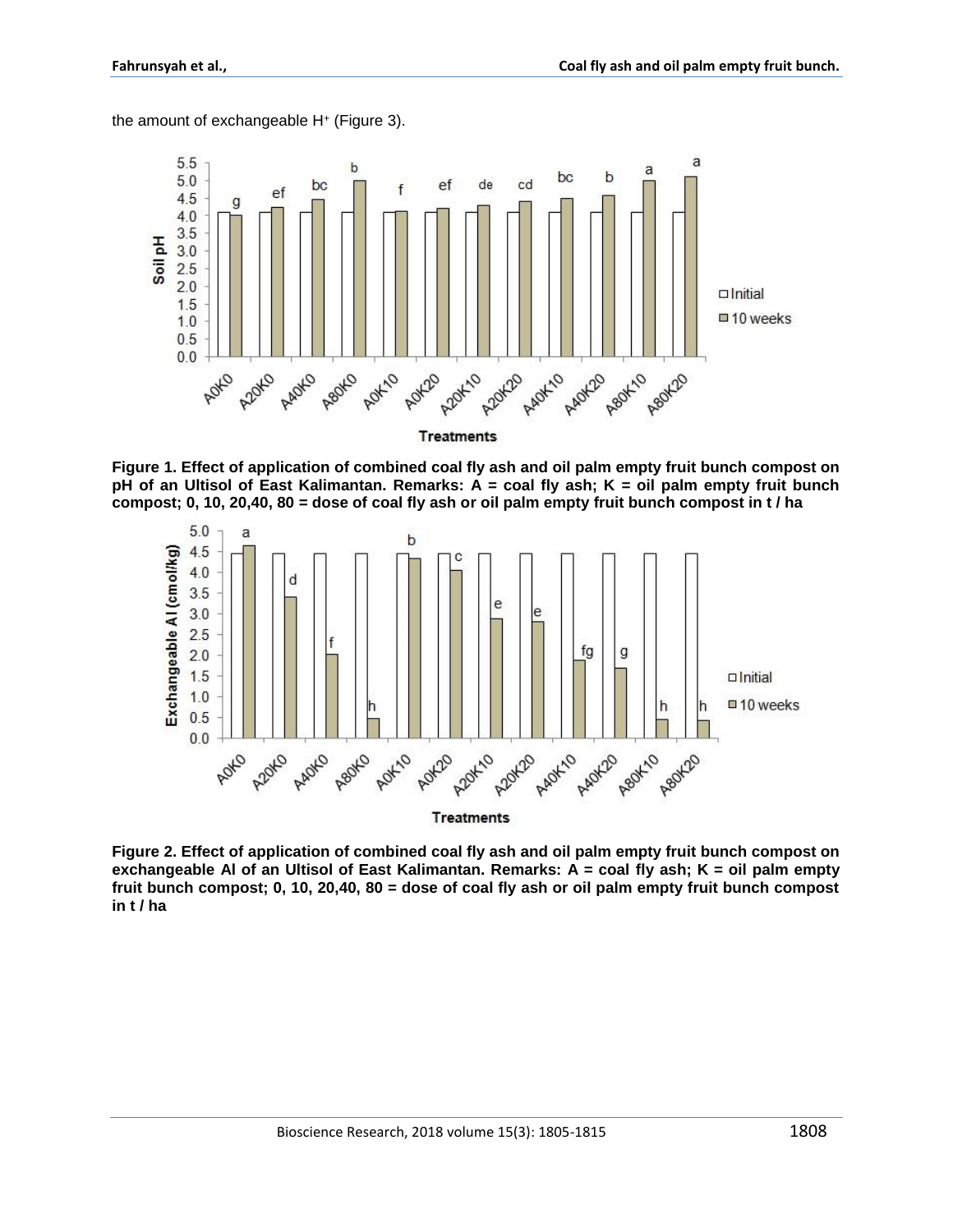the amount of exchangeable $H^+$ (Figure 3).

**Figure 1. Effect of application of combined coal fly ash and oil palm empty fruit bunch compost on pH of an Ultisol of East Kalimantan. Remarks: A = coal fly ash; K = oil palm empty fruit bunch compost; 0, 10, 20,40, 80 = dose of coal fly ash or oil palm empty fruit bunch compost in t / ha**

**Figure 2. Effect of application of combined coal fly ash and oil palm empty fruit bunch compost on exchangeable Al of an Ultisol of East Kalimantan. Remarks: A = coal fly ash; K = oil palm empty fruit bunch compost; 0, 10, 20,40, 80 = dose of coal fly ash or oil palm empty fruit bunch compost in t / ha**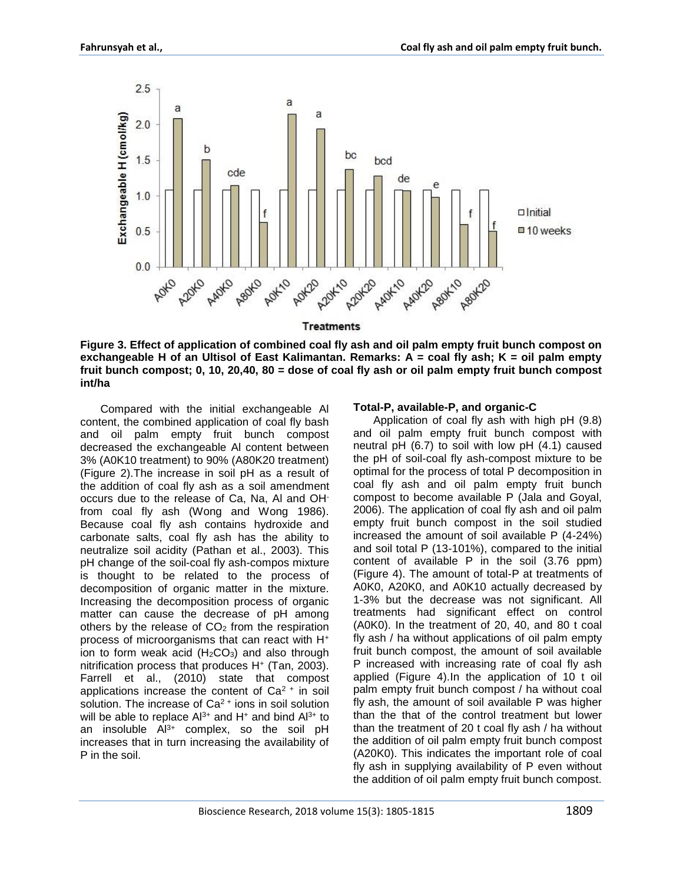**Figure 3. Effect of application of combined coal fly ash and oil palm empty fruit bunch compost on exchangeable H of an Ultisol of East Kalimantan. Remarks: A = coal fly ash; K = oil palm empty fruit bunch compost; 0, 10, 20,40, 80 = dose of coal fly ash or oil palm empty fruit bunch compost int/ha**

Compared with the initial exchangeable Al content, the combined application of coal fly bash and oil palm empty fruit bunch compost decreased the exchangeable Al content between 3% (A0K10 treatment) to 90% (A80K20 treatment) (Figure 2).The increase in soil pH as a result of the addition of coal fly ash as a soil amendment occurs due to the release of Ca, Na, Al and $OH^-$ from coal fly ash (Wong and Wong 1986). Because coal fly ash contains hydroxide and carbonate salts, coal fly ash has the ability to neutralize soil acidity (Pathan et al., 2003). This pH change of the soil-coal fly ash-compos mixture is thought to be related to the process of decomposition of organic matter in the mixture. Increasing the decomposition process of organic matter can cause the decrease of pH among others by the release of $CO_2$ from the respiration process of microorganisms that can react with $H^+$ ion to form weak acid ($H_2CO_3$) and also through nitrification process that produces $H^+$ (Tan, 2003). Farrell et al., (2010) state that compost applications increase the content of $Ca^{2+}$ in soil solution. The increase of $Ca^{2+}$ ions in soil solution will be able to replace $Al^{3+}$ and $H^+$ and bind $Al^{3+}$ to an insoluble $Al^{3+}$ complex, so the soil pH increases that in turn increasing the availability of P in the soil.

**Total-P, available-P, and organic-C**

Application of coal fly ash with high pH (9.8) and oil palm empty fruit bunch compost with neutral pH (6.7) to soil with low pH (4.1) caused the pH of soil-coal fly ash-compost mixture to be optimal for the process of total P decomposition in coal fly ash and oil palm empty fruit bunch compost to become available P (Jala and Goyal, 2006). The application of coal fly ash and oil palm empty fruit bunch compost in the soil studied increased the amount of soil available P (4-24%) and soil total P (13-101%), compared to the initial content of available P in the soil (3.76 ppm) (Figure 4). The amount of total-P at treatments of A0K0, A20K0, and A0K10 actually decreased by 1-3% but the decrease was not significant. All treatments had significant effect on control (A0K0). In the treatment of 20, 40, and 80 t coal fly ash / ha without applications of oil palm empty fruit bunch compost, the amount of soil available P increased with increasing rate of coal fly ash applied (Figure 4).In the application of 10 t oil palm empty fruit bunch compost / ha without coal fly ash, the amount of soil available P was higher than the that of the control treatment but lower than the treatment of 20 t coal fly ash / ha without the addition of oil palm empty fruit bunch compost (A20K0). This indicates the important role of coal fly ash in supplying availability of P even without the addition of oil palm empty fruit bunch compost.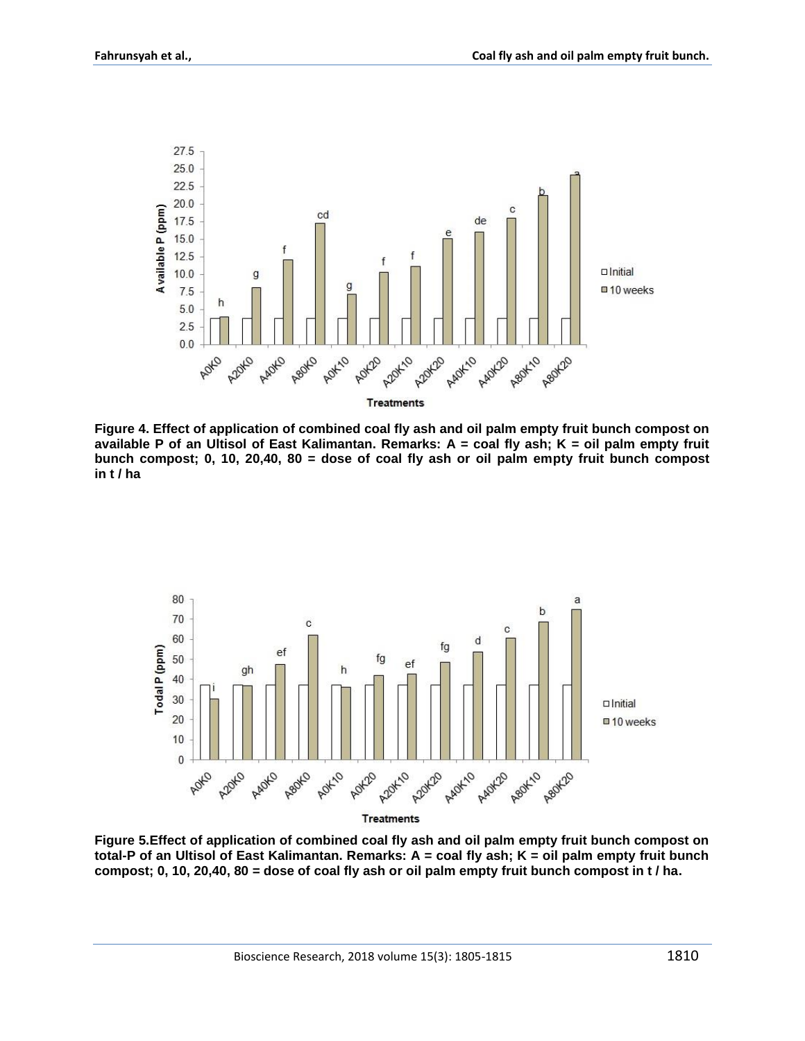**Figure 4. Effect of application of combined coal fly ash and oil palm empty fruit bunch compost on available P of an Ultisol of East Kalimantan. Remarks: A = coal fly ash; K = oil palm empty fruit bunch compost; 0, 10, 20,40, 80 = dose of coal fly ash or oil palm empty fruit bunch compost in t / ha**

**Figure 5.Effect of application of combined coal fly ash and oil palm empty fruit bunch compost on total-P of an Ultisol of East Kalimantan. Remarks: A = coal fly ash; K = oil palm empty fruit bunch compost; 0, 10, 20,40, 80 = dose of coal fly ash or oil palm empty fruit bunch compost in t / ha.**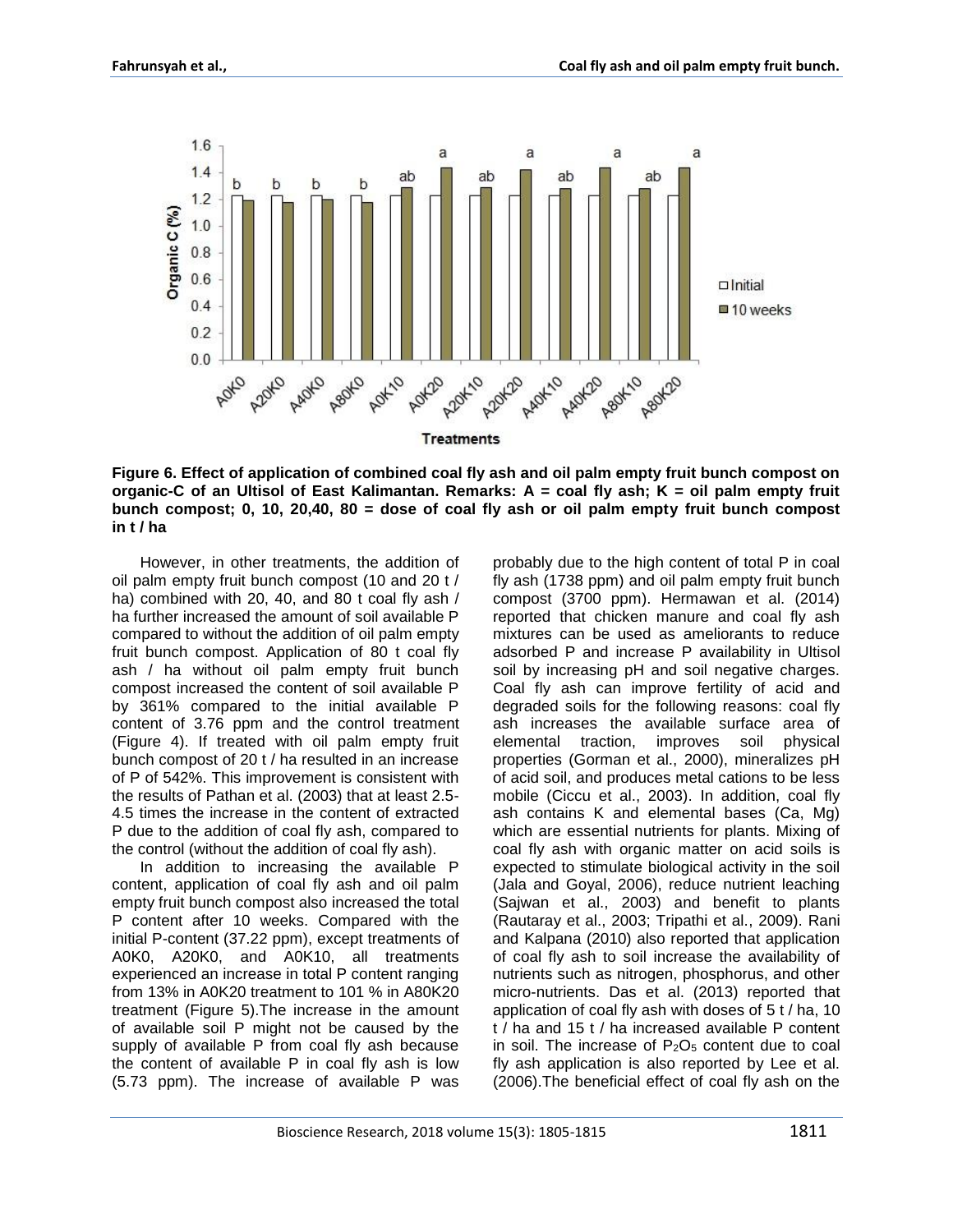**Figure 6. Effect of application of combined coal fly ash and oil palm empty fruit bunch compost on organic-C of an Ultisol of East Kalimantan. Remarks: A = coal fly ash; K = oil palm empty fruit bunch compost; 0, 10, 20,40, 80 = dose of coal fly ash or oil palm empty fruit bunch compost in t / ha**

However, in other treatments, the addition of oil palm empty fruit bunch compost (10 and 20 t / ha) combined with 20, 40, and 80 t coal fly ash / ha further increased the amount of soil available P compared to without the addition of oil palm empty fruit bunch compost. Application of 80 t coal fly ash / ha without oil palm empty fruit bunch compost increased the content of soil available P by 361% compared to the initial available P content of 3.76 ppm and the control treatment (Figure 4). If treated with oil palm empty fruit bunch compost of 20 t / ha resulted in an increase of P of 542%. This improvement is consistent with the results of Pathan et al. (2003) that at least 2.5-4.5 times the increase in the content of extracted P due to the addition of coal fly ash, compared to the control (without the addition of coal fly ash).

In addition to increasing the available P content, application of coal fly ash and oil palm empty fruit bunch compost also increased the total P content after 10 weeks. Compared with the initial P-content (37.22 ppm), except treatments of A0K0, A20K0, and A0K10, all treatments experienced an increase in total P content ranging from 13% in A0K20 treatment to 101 % in A80K20 treatment (Figure 5).The increase in the amount of available soil P might not be caused by the supply of available P from coal fly ash because the content of available P in coal fly ash is low (5.73 ppm). The increase of available P was probably due to the high content of total P in coal fly ash (1738 ppm) and oil palm empty fruit bunch compost (3700 ppm). Hermawan et al. (2014) reported that chicken manure and coal fly ash mixtures can be used as ameliorants to reduce adsorbed P and increase P availability in Ultisol soil by increasing pH and soil negative charges. Coal fly ash can improve fertility of acid and degraded soils for the following reasons: coal fly ash increases the available surface area of elemental traction, improves soil physical properties (Gorman et al., 2000), mineralizes pH of acid soil, and produces metal cations to be less mobile (Ciccu et al., 2003). In addition, coal fly ash contains K and elemental bases (Ca, Mg) which are essential nutrients for plants. Mixing of coal fly ash with organic matter on acid soils is expected to stimulate biological activity in the soil (Jala and Goyal, 2006), reduce nutrient leaching (Sajwan et al., 2003) and benefit to plants (Rautaray et al., 2003; Tripathi et al., 2009). Rani and Kalpana (2010) also reported that application of coal fly ash to soil increase the availability of nutrients such as nitrogen, phosphorus, and other micro-nutrients. Das et al. (2013) reported that application of coal fly ash with doses of 5 t / ha, 10 t / ha and 15 t / ha increased available P content in soil. The increase of $P_2O_5$ content due to coal fly ash application is also reported by Lee et al. (2006).The beneficial effect of coal fly ash on the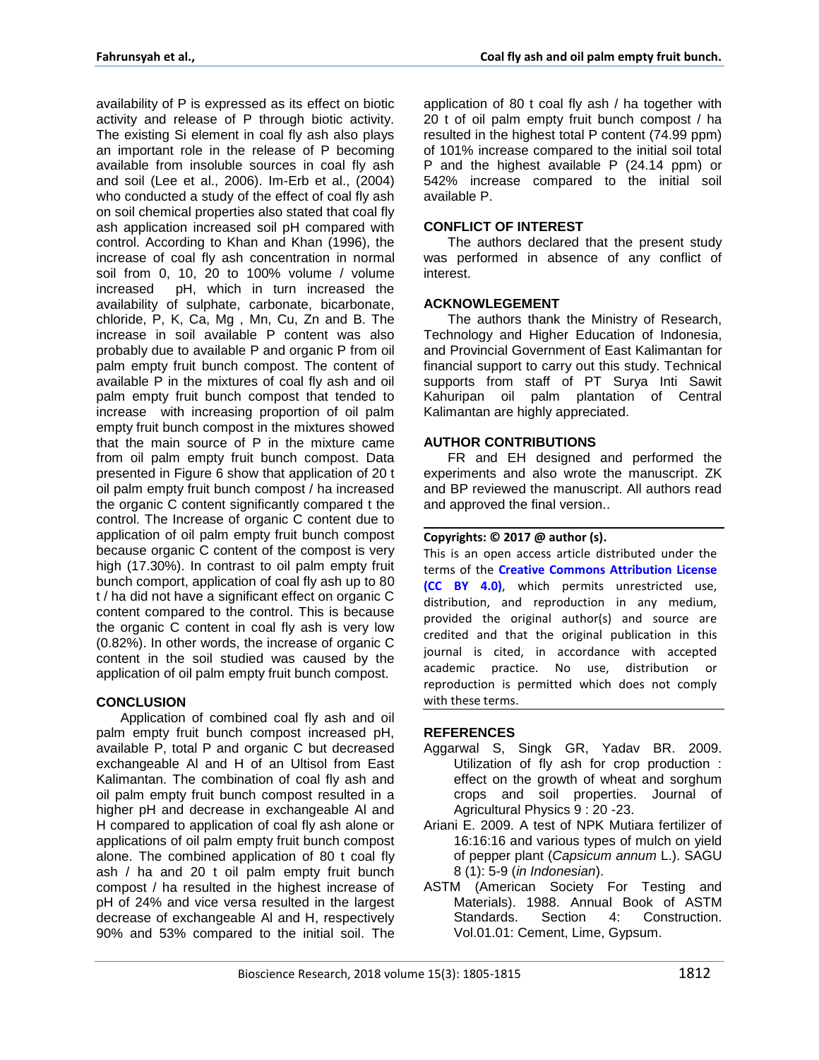availability of P is expressed as its effect on biotic activity and release of P through biotic activity. The existing Si element in coal fly ash also plays an important role in the release of P becoming available from insoluble sources in coal fly ash and soil (Lee et al., 2006). Im-Erb et al., (2004) who conducted a study of the effect of coal fly ash on soil chemical properties also stated that coal fly ash application increased soil pH compared with control. According to Khan and Khan (1996), the increase of coal fly ash concentration in normal soil from 0, 10, 20 to 100% volume / volume increased pH, which in turn increased the availability of sulphate, carbonate, bicarbonate, chloride, P, K, Ca, Mg , Mn, Cu, Zn and B. The increase in soil available P content was also probably due to available P and organic P from oil palm empty fruit bunch compost. The content of available P in the mixtures of coal fly ash and oil palm empty fruit bunch compost that tended to increase with increasing proportion of oil palm empty fruit bunch compost in the mixtures showed that the main source of P in the mixture came from oil palm empty fruit bunch compost. Data presented in Figure 6 show that application of 20 t oil palm empty fruit bunch compost / ha increased the organic C content significantly compared t the control. The Increase of organic C content due to application of oil palm empty fruit bunch compost because organic C content of the compost is very high (17.30%). In contrast to oil palm empty fruit bunch comport, application of coal fly ash up to 80 t / ha did not have a significant effect on organic C content compared to the control. This is because the organic C content in coal fly ash is very low (0.82%). In other words, the increase of organic C content in the soil studied was caused by the application of oil palm empty fruit bunch compost.

## CONCLUSION

Application of combined coal fly ash and oil palm empty fruit bunch compost increased pH, available P, total P and organic C but decreased exchangeable Al and H of an Ultisol from East Kalimantan. The combination of coal fly ash and oil palm empty fruit bunch compost resulted in a higher pH and decrease in exchangeable Al and H compared to application of coal fly ash alone or applications of oil palm empty fruit bunch compost alone. The combined application of 80 t coal fly ash / ha and 20 t oil palm empty fruit bunch compost / ha resulted in the highest increase of pH of 24% and vice versa resulted in the largest decrease of exchangeable Al and H, respectively 90% and 53% compared to the initial soil. The application of 80 t coal fly ash / ha together with 20 t of oil palm empty fruit bunch compost / ha resulted in the highest total P content (74.99 ppm) of 101% increase compared to the initial soil total P and the highest available P (24.14 ppm) or 542% increase compared to the initial soil available P.

## CONFLICT OF INTEREST

The authors declared that the present study was performed in absence of any conflict of interest.

## ACKNOWLEGEMENT

The authors thank the Ministry of Research, Technology and Higher Education of Indonesia, and Provincial Government of East Kalimantan for financial support to carry out this study. Technical supports from staff of PT Surya Inti Sawit Kahuripan oil palm plantation of Central Kalimantan are highly appreciated.

## AUTHOR CONTRIBUTIONS

FR and EH designed and performed the experiments and also wrote the manuscript. ZK and BP reviewed the manuscript. All authors read and approved the final version..

**Copyrights: © 2017 @ author (s).**

This is an open access article distributed under the terms of the **Creative Commons Attribution License (CC BY 4.0)**, which permits unrestricted use, distribution, and reproduction in any medium, provided the original author(s) and source are credited and that the original publication in this journal is cited, in accordance with accepted academic practice. No use, distribution or reproduction is permitted which does not comply with these terms.

## REFERENCES

Aggarwal S, Singk GR, Yadav BR. 2009. Utilization of fly ash for crop production : effect on the growth of wheat and sorghum crops and soil properties. Journal of Agricultural Physics 9 : 20 -23.

Ariani E. 2009. A test of NPK Mutiara fertilizer of 16:16:16 and various types of mulch on yield of pepper plant (*Capsicum annum* L.). SAGU 8 (1): 5-9 (*in Indonesian*).

ASTM (American Society For Testing and Materials). 1988. Annual Book of ASTM Standards. Section 4: Construction. Vol.01.01: Cement, Lime, Gypsum.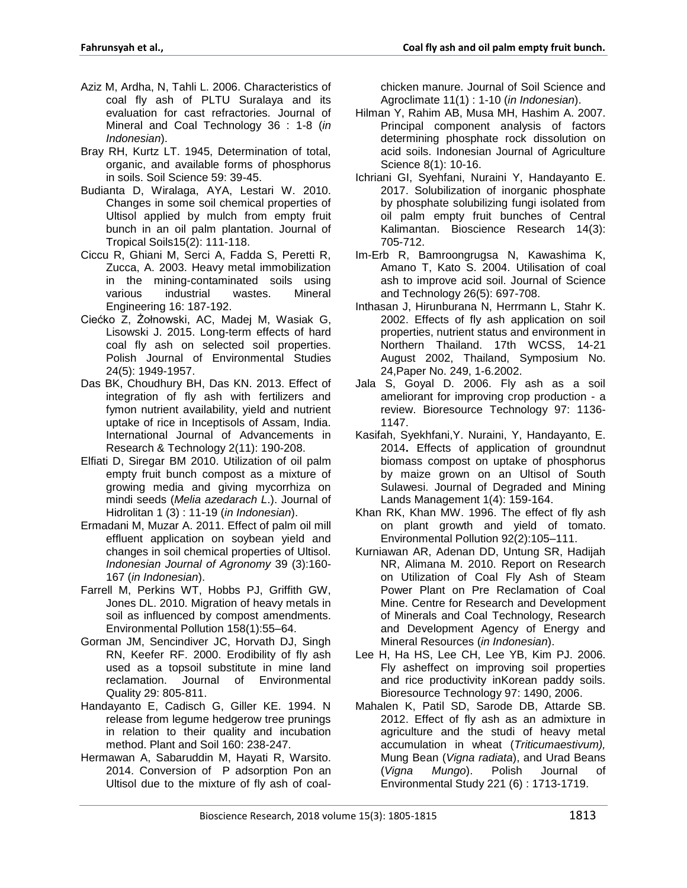Aziz M, Ardha, N, Tahli L. 2006. Characteristics of coal fly ash of PLTU Suralaya and its evaluation for cast refractories. Journal of Mineral and Coal Technology 36 : 1-8 (*in Indonesian*).

Bray RH, Kurtz LT. 1945, Determination of total, organic, and available forms of phosphorus in soils. Soil Science 59: 39-45.

Budianta D, Wiralaga, AYA, Lestari W. 2010. Changes in some soil chemical properties of Ultisol applied by mulch from empty fruit bunch in an oil palm plantation. Journal of Tropical Soils15(2): 111-118.

Ciccu R, Ghiani M, Serci A, Fadda S, Peretti R, Zucca, A. 2003. Heavy metal immobilization in the mining-contaminated soils using various industrial wastes. Mineral Engineering 16: 187-192.

Ciećko Z, Żołnowski, AC, Madej M, Wasiak G, Lisowski J. 2015. Long-term effects of hard coal fly ash on selected soil properties. Polish Journal of Environmental Studies 24(5): 1949-1957.

Das BK, Choudhury BH, Das KN. 2013. Effect of integration of fly ash with fertilizers and fymon nutrient availability, yield and nutrient uptake of rice in Inceptisols of Assam, India. International Journal of Advancements in Research & Technology 2(11): 190-208.

Elfiati D, Siregar BM 2010. Utilization of oil palm empty fruit bunch compost as a mixture of growing media and giving mycorrhiza on mindi seeds (*Melia azedarach L*.). Journal of Hidrolitan 1 (3) : 11-19 (*in Indonesian*).

Ermadani M, Muzar A. 2011. Effect of palm oil mill effluent application on soybean yield and changes in soil chemical properties of Ultisol. *Indonesian Journal of Agronomy* 39 (3):160-167 (*in Indonesian*).

Farrell M, Perkins WT, Hobbs PJ, Griffith GW, Jones DL. 2010. Migration of heavy metals in soil as influenced by compost amendments. Environmental Pollution 158(1):55–64.

Gorman JM, Sencindiver JC, Horvath DJ, Singh RN, Keefer RF. 2000. Erodibility of fly ash used as a topsoil substitute in mine land reclamation. Journal of Environmental Quality 29: 805-811.

Handayanto E, Cadisch G, Giller KE. 1994. N release from legume hedgerow tree prunings in relation to their quality and incubation method. Plant and Soil 160: 238-247.

Hermawan A, Sabaruddin M, Hayati R, Warsito. 2014. Conversion of P adsorption Pon an Ultisol due to the mixture of fly ash of coal-chicken manure. Journal of Soil Science and Agroclimate 11(1) : 1-10 (*in Indonesian*).

Hilman Y, Rahim AB, Musa MH, Hashim A. 2007. Principal component analysis of factors determining phosphate rock dissolution on acid soils. Indonesian Journal of Agriculture Science 8(1): 10-16.

Ichriani GI, Syehfani, Nuraini Y, Handayanto E. 2017. Solubilization of inorganic phosphate by phosphate solubilizing fungi isolated from oil palm empty fruit bunches of Central Kalimantan. Bioscience Research 14(3): 705-712.

Im-Erb R, Bamroongrugsa N, Kawashima K, Amano T, Kato S. 2004. Utilisation of coal ash to improve acid soil. Journal of Science and Technology 26(5): 697-708.

Inthasan J, Hirunburana N, Herrmann L, Stahr K. 2002. Effects of fly ash application on soil properties, nutrient status and environment in Northern Thailand. 17th WCSS, 14-21 August 2002, Thailand, Symposium No. 24,Paper No. 249, 1-6.2002.

Jala S, Goyal D. 2006. Fly ash as a soil ameliorant for improving crop production - a review. Bioresource Technology 97: 1136-1147.

Kasifah, Syekhfani,Y. Nuraini, Y, Handayanto, E. 2014**.** Effects of application of groundnut biomass compost on uptake of phosphorus by maize grown on an Ultisol of South Sulawesi. Journal of Degraded and Mining Lands Management 1(4): 159-164.

Khan RK, Khan MW. 1996. The effect of fly ash on plant growth and yield of tomato. Environmental Pollution 92(2):105–111.

Kurniawan AR, Adenan DD, Untung SR, Hadijah NR, Alimana M. 2010. Report on Research on Utilization of Coal Fly Ash of Steam Power Plant on Pre Reclamation of Coal Mine. Centre for Research and Development of Minerals and Coal Technology, Research and Development Agency of Energy and Mineral Resources (*in Indonesian*).

Lee H, Ha HS, Lee CH, Lee YB, Kim PJ. 2006. Fly asheffect on improving soil properties and rice productivity inKorean paddy soils. Bioresource Technology 97: 1490, 2006.

Mahalen K, Patil SD, Sarode DB, Attarde SB. 2012. Effect of fly ash as an admixture in agriculture and the studi of heavy metal accumulation in wheat (*Triticumaestivum),* Mung Bean (*Vigna radiata*), and Urad Beans (*Vigna Mungo*). Polish Journal of Environmental Study 221 (6) : 1713-1719.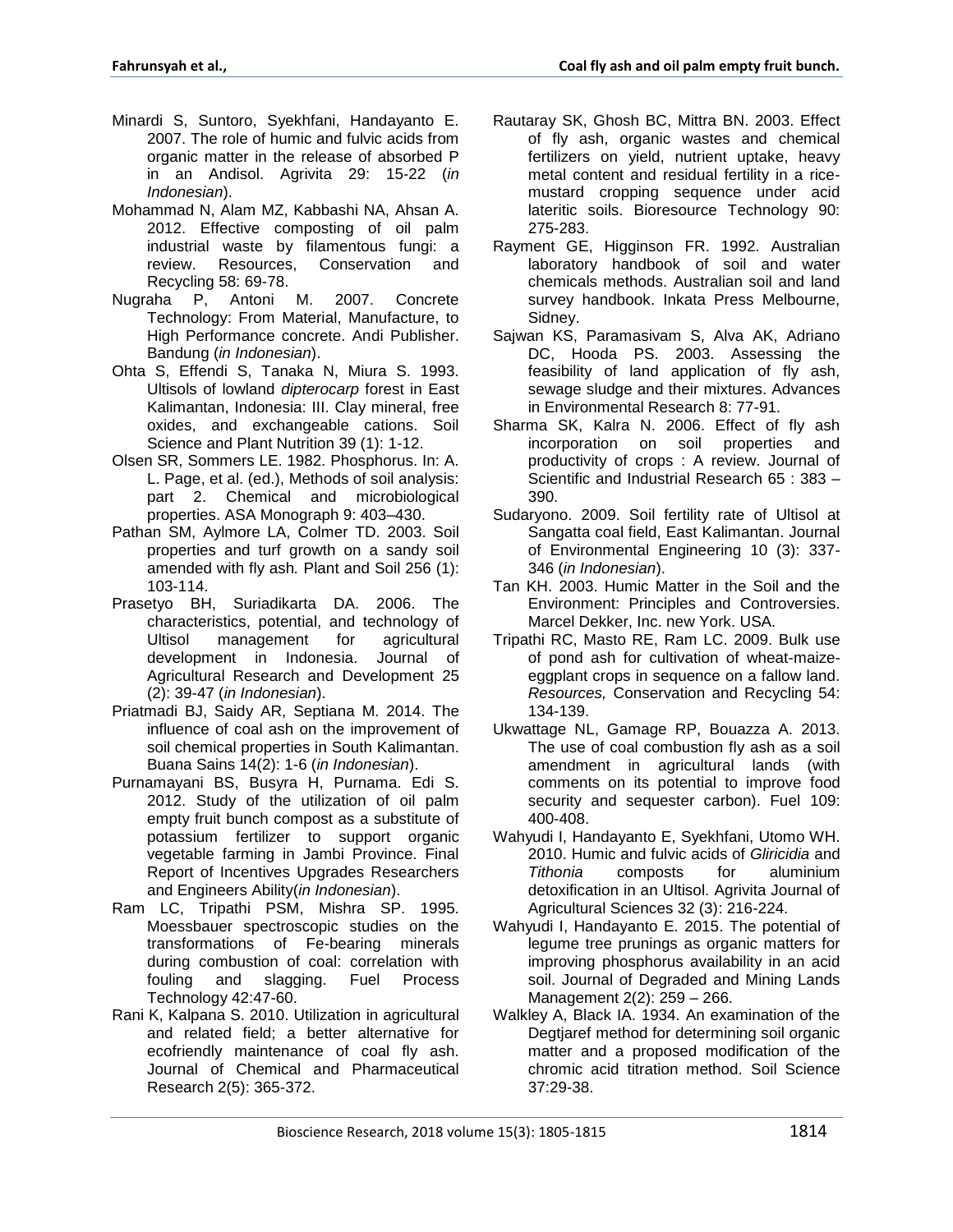Minardi S, Suntoro, Syekhfani, Handayanto E. 2007. The role of humic and fulvic acids from organic matter in the release of absorbed P in an Andisol. Agrivita 29: 15-22 (*in Indonesian*).

Mohammad N, Alam MZ, Kabbashi NA, Ahsan A. 2012. Effective composting of oil palm industrial waste by filamentous fungi: a review. Resources, Conservation and Recycling 58: 69-78.

Nugraha P, Antoni M. 2007. Concrete Technology: From Material, Manufacture, to High Performance concrete. Andi Publisher. Bandung (*in Indonesian*).

Ohta S, Effendi S, Tanaka N, Miura S. 1993. Ultisols of lowland *dipterocarp* forest in East Kalimantan, Indonesia: III. Clay mineral, free oxides, and exchangeable cations. Soil Science and Plant Nutrition 39 (1): 1-12.

Olsen SR, Sommers LE. 1982. Phosphorus. In: A. L. Page, et al. (ed.), Methods of soil analysis: part 2. Chemical and microbiological properties. ASA Monograph 9: 403–430.

Pathan SM, Aylmore LA, Colmer TD. 2003. Soil properties and turf growth on a sandy soil amended with fly ash*.* Plant and Soil 256 (1): 103-114.

Prasetyo BH, Suriadikarta DA. 2006. The characteristics, potential, and technology of Ultisol management for agricultural development in Indonesia. Journal of Agricultural Research and Development 25 (2): 39-47 (*in Indonesian*).

Priatmadi BJ, Saidy AR, Septiana M. 2014. The influence of coal ash on the improvement of soil chemical properties in South Kalimantan. Buana Sains 14(2): 1-6 (*in Indonesian*).

Purnamayani BS, Busyra H, Purnama. Edi S. 2012. Study of the utilization of oil palm empty fruit bunch compost as a substitute of potassium fertilizer to support organic vegetable farming in Jambi Province. Final Report of Incentives Upgrades Researchers and Engineers Ability(*in Indonesian*).

Ram LC, Tripathi PSM, Mishra SP. 1995. Moessbauer spectroscopic studies on the transformations of Fe-bearing minerals during combustion of coal: correlation with fouling and slagging. Fuel Process Technology 42:47-60.

Rani K, Kalpana S. 2010. Utilization in agricultural and related field; a better alternative for ecofriendly maintenance of coal fly ash. Journal of Chemical and Pharmaceutical Research 2(5): 365-372.

Rautaray SK, Ghosh BC, Mittra BN. 2003. Effect of fly ash, organic wastes and chemical fertilizers on yield, nutrient uptake, heavy metal content and residual fertility in a rice-mustard cropping sequence under acid lateritic soils. Bioresource Technology 90: 275-283.

Rayment GE, Higginson FR. 1992. Australian laboratory handbook of soil and water chemicals methods. Australian soil and land survey handbook. Inkata Press Melbourne, Sidney.

Sajwan KS, Paramasivam S, Alva AK, Adriano DC, Hooda PS. 2003. Assessing the feasibility of land application of fly ash, sewage sludge and their mixtures. Advances in Environmental Research 8: 77-91.

Sharma SK, Kalra N. 2006. Effect of fly ash incorporation on soil properties and productivity of crops : A review. Journal of Scientific and Industrial Research 65 : 383 – 390.

Sudaryono. 2009. Soil fertility rate of Ultisol at Sangatta coal field, East Kalimantan. Journal of Environmental Engineering 10 (3): 337-346 (*in Indonesian*).

Tan KH. 2003. Humic Matter in the Soil and the Environment: Principles and Controversies. Marcel Dekker, Inc. new York. USA.

Tripathi RC, Masto RE, Ram LC. 2009. Bulk use of pond ash for cultivation of wheat-maize-eggplant crops in sequence on a fallow land. *Resources,* Conservation and Recycling 54: 134-139.

Ukwattage NL, Gamage RP, Bouazza A. 2013. The use of coal combustion fly ash as a soil amendment in agricultural lands (with comments on its potential to improve food security and sequester carbon). Fuel 109: 400-408.

Wahyudi I, Handayanto E, Syekhfani, Utomo WH. 2010. Humic and fulvic acids of *Gliricidia* and *Tithonia* composts for aluminium detoxification in an Ultisol. Agrivita Journal of Agricultural Sciences 32 (3): 216-224.

Wahyudi I, Handayanto E. 2015. The potential of legume tree prunings as organic matters for improving phosphorus availability in an acid soil. Journal of Degraded and Mining Lands Management 2(2): 259 – 266.

Walkley A, Black IA. 1934. An examination of the Degtjaref method for determining soil organic matter and a proposed modification of the chromic acid titration method. Soil Science 37:29-38.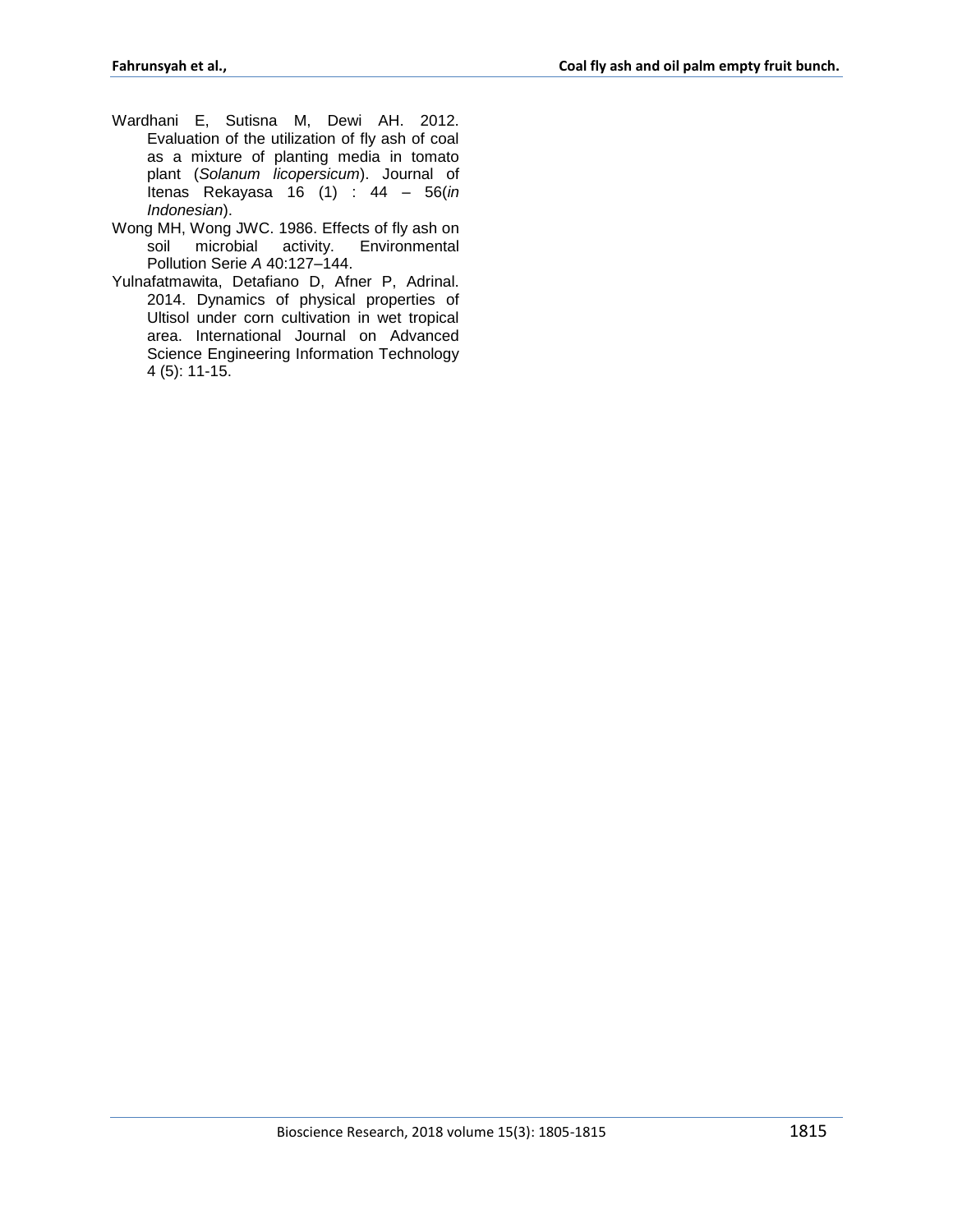Wardhani E, Sutisna M, Dewi AH. 2012. Evaluation of the utilization of fly ash of coal as a mixture of planting media in tomato plant (*Solanum licopersicum*). Journal of Itenas Rekayasa 16 (1) : 44 – 56(*in Indonesian*).

Wong MH, Wong JWC. 1986. Effects of fly ash on soil microbial activity. Environmental Pollution Serie *A* 40:127–144.

Yulnafatmawita, Detafiano D, Afner P, Adrinal. 2014. Dynamics of physical properties of Ultisol under corn cultivation in wet tropical area. International Journal on Advanced Science Engineering Information Technology 4 (5): 11-15.